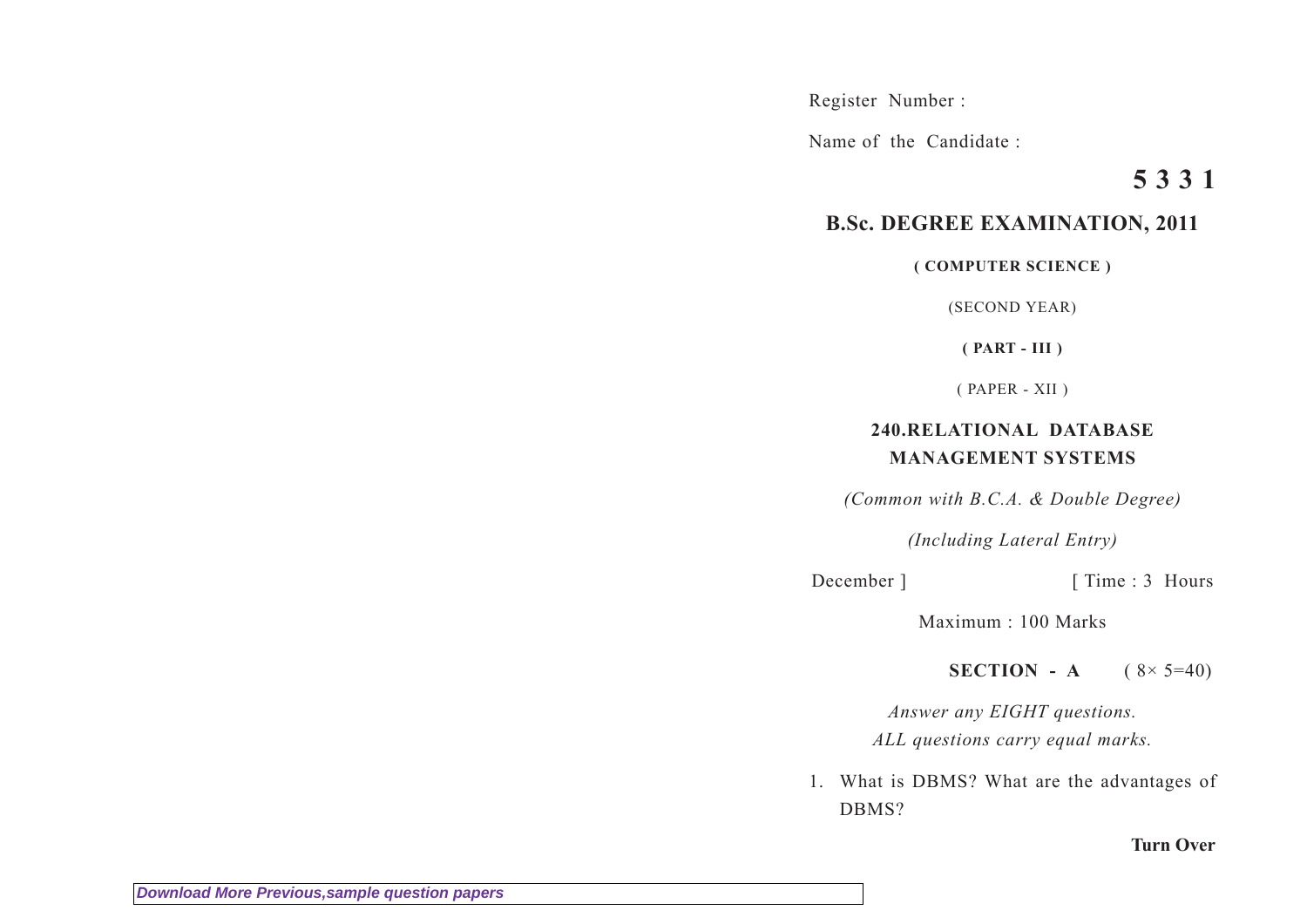Register Number :

Name of the Candidate :

**5 3 3 1**

## B.Sc. DEGREE EXAMINATION, 2011

**( COMPUTER SCIENCE )**

(SECOND YEAR)

**( PART - III )**

( PAPER - XII )

### 240.RELATIONAL DATABASE MANAGEMENT SYSTEMS

*(Common with B.C.A. & Double Degree)*

*(Including Lateral Entry)*

December ] [ Time : 3 Hours

Maximum : 100 Marks

**SECTION - A** ( 8× 5=40)

*Answer any EIGHT questions.*
*ALL questions carry equal marks.*

1. What is DBMS? What are the advantages of DBMS?

**Turn Over**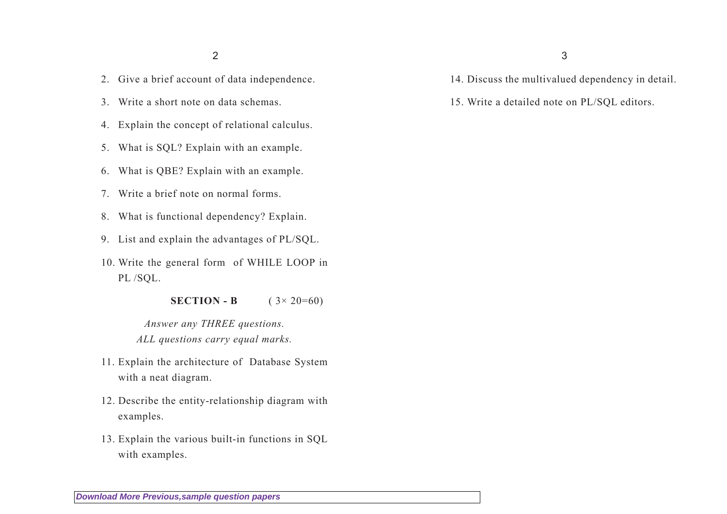2. Give a brief account of data independence.
3. Write a short note on data schemas.
4. Explain the concept of relational calculus.
5. What is SQL? Explain with an example.
6. What is QBE? Explain with an example.
7. Write a brief note on normal forms.
8. What is functional dependency? Explain.
9. List and explain the advantages of PL/SQL.
10. Write the general form of WHILE LOOP in PL /SQL.

**SECTION - B** ( $3\times 20=60$ )

*Answer any THREE questions.*
*ALL questions carry equal marks.*

11. Explain the architecture of Database System with a neat diagram.
12. Describe the entity-relationship diagram with examples.
13. Explain the various built-in functions in SQL with examples.
14. Discuss the multivalued dependency in detail.
15. Write a detailed note on PL/SQL editors.

*Download More Previous,sample question papers*